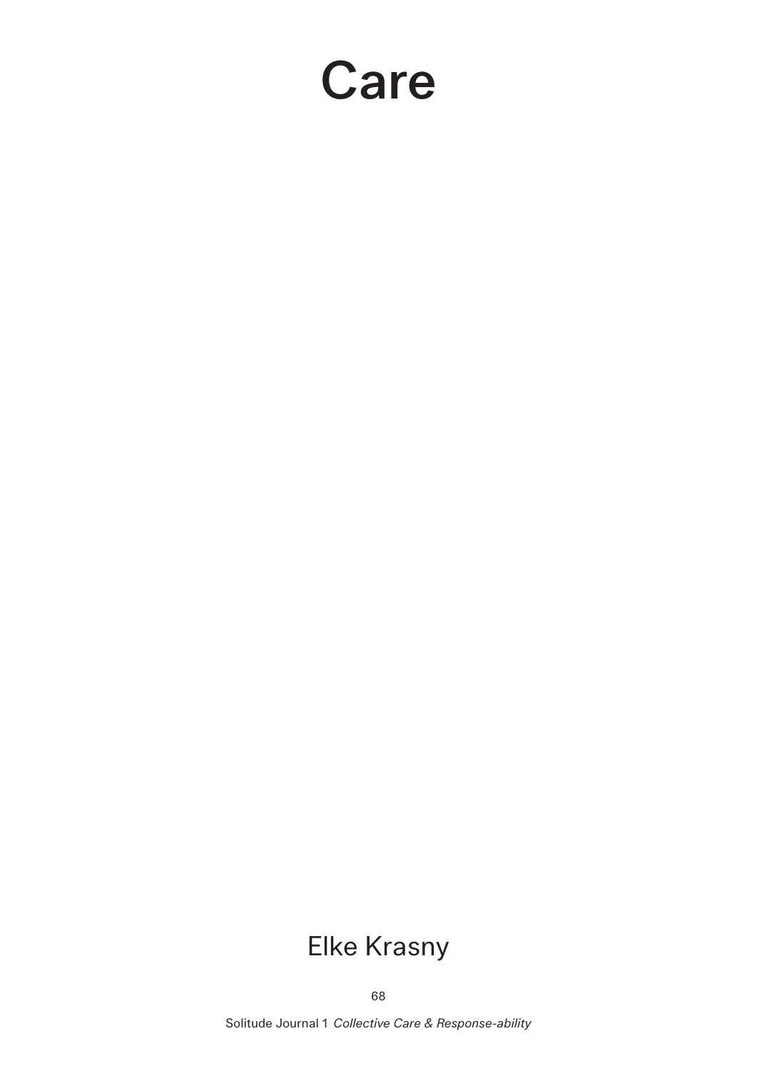# Care

Elke Krasny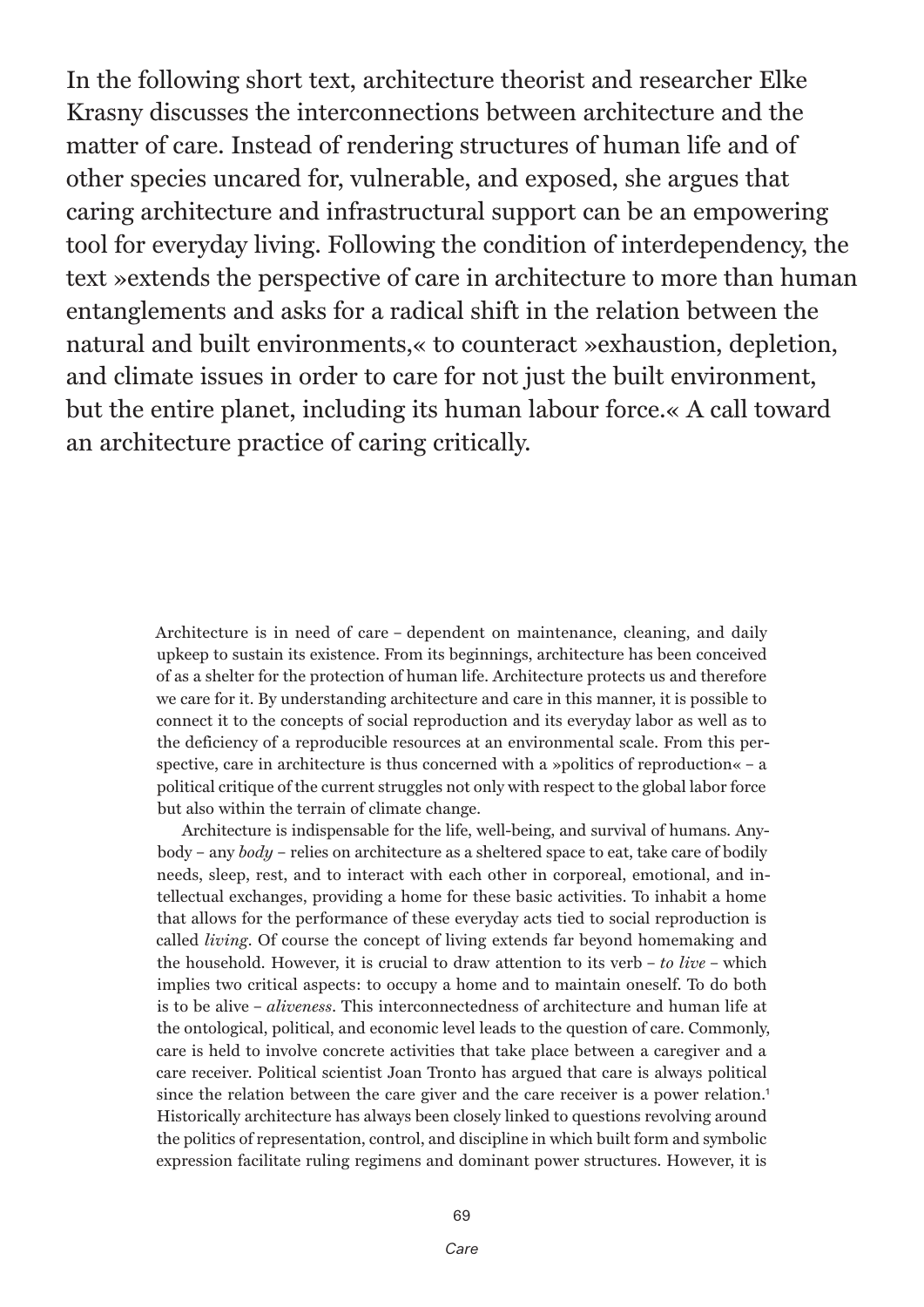In the following short text, architecture theorist and researcher Elke Krasny discusses the interconnections between architecture and the matter of care. Instead of rendering structures of human life and of other species uncared for, vulnerable, and exposed, she argues that caring architecture and infrastructural support can be an empowering tool for everyday living. Following the condition of interdependency, the text »extends the perspective of care in architecture to more than human entanglements and asks for a radical shift in the relation between the natural and built environments,« to counteract »exhaustion, depletion, and climate issues in order to care for not just the built environment, but the entire planet, including its human labour force.« A call toward an architecture practice of caring critically.

Architecture is in need of care – dependent on maintenance, cleaning, and daily upkeep to sustain its existence. From its beginnings, architecture has been conceived of as a shelter for the protection of human life. Architecture protects us and therefore we care for it. By understanding architecture and care in this manner, it is possible to connect it to the concepts of social reproduction and its everyday labor as well as to the deficiency of a reproducible resources at an environmental scale. From this perspective, care in architecture is thus concerned with a »politics of reproduction« – a political critique of the current struggles not only with respect to the global labor force but also within the terrain of climate change.

Architecture is indispensable for the life, well-being, and survival of humans. Anybody – any *body* – relies on architecture as a sheltered space to eat, take care of bodily needs, sleep, rest, and to interact with each other in corporeal, emotional, and intellectual exchanges, providing a home for these basic activities. To inhabit a home that allows for the performance of these everyday acts tied to social reproduction is called *living*. Of course the concept of living extends far beyond homemaking and the household. However, it is crucial to draw attention to its verb – *to live* – which implies two critical aspects: to occupy a home and to maintain oneself. To do both is to be alive – *aliveness*. This interconnectedness of architecture and human life at the ontological, political, and economic level leads to the question of care. Commonly, care is held to involve concrete activities that take place between a caregiver and a care receiver. Political scientist Joan Tronto has argued that care is always political since the relation between the care giver and the care receiver is a power relation.[1] Historically architecture has always been closely linked to questions revolving around the politics of representation, control, and discipline in which built form and symbolic expression facilitate ruling regimens and dominant power structures. However, it is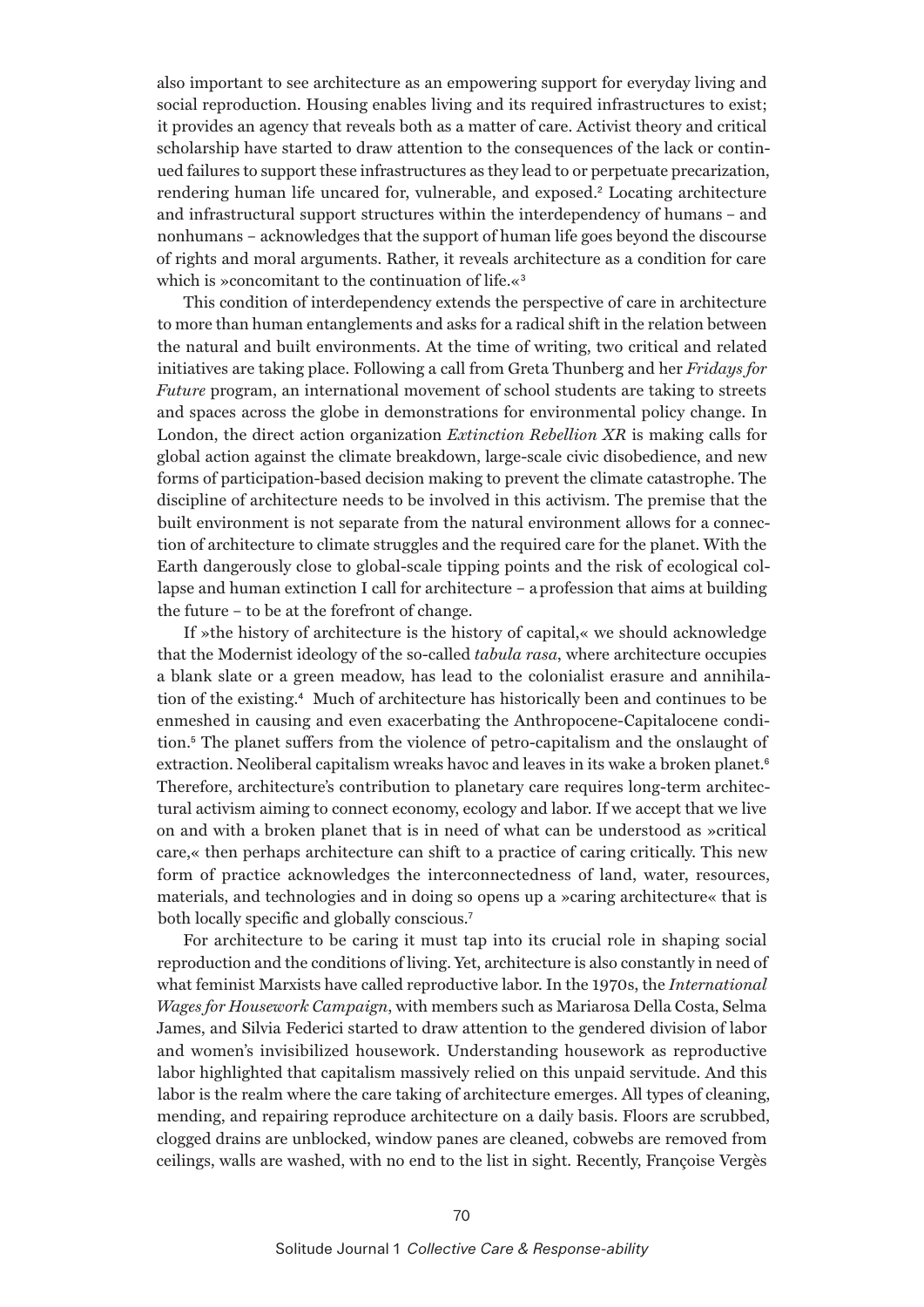also important to see architecture as an empowering support for everyday living and social reproduction. Housing enables living and its required infrastructures to exist; it provides an agency that reveals both as a matter of care. Activist theory and critical scholarship have started to draw attention to the consequences of the lack or continued failures to support these infrastructures as they lead to or perpetuate precarization, rendering human life uncared for, vulnerable, and exposed.[2] Locating architecture and infrastructural support structures within the interdependency of humans – and nonhumans – acknowledges that the support of human life goes beyond the discourse of rights and moral arguments. Rather, it reveals architecture as a condition for care which is »concomitant to the continuation of life.«[3]

This condition of interdependency extends the perspective of care in architecture to more than human entanglements and asks for a radical shift in the relation between the natural and built environments. At the time of writing, two critical and related initiatives are taking place. Following a call from Greta Thunberg and her *Fridays for Future* program, an international movement of school students are taking to streets and spaces across the globe in demonstrations for environmental policy change. In London, the direct action organization *Extinction Rebellion XR* is making calls for global action against the climate breakdown, large-scale civic disobedience, and new forms of participation-based decision making to prevent the climate catastrophe. The discipline of architecture needs to be involved in this activism. The premise that the built environment is not separate from the natural environment allows for a connection of architecture to climate struggles and the required care for the planet. With the Earth dangerously close to global-scale tipping points and the risk of ecological collapse and human extinction I call for architecture – a profession that aims at building the future – to be at the forefront of change.

If »the history of architecture is the history of capital,« we should acknowledge that the Modernist ideology of the so-called *tabula rasa*, where architecture occupies a blank slate or a green meadow, has lead to the colonialist erasure and annihilation of the existing.[4] Much of architecture has historically been and continues to be enmeshed in causing and even exacerbating the Anthropocene-Capitalocene condition.[5] The planet suffers from the violence of petro-capitalism and the onslaught of extraction. Neoliberal capitalism wreaks havoc and leaves in its wake a broken planet.[6] Therefore, architecture's contribution to planetary care requires long-term architectural activism aiming to connect economy, ecology and labor. If we accept that we live on and with a broken planet that is in need of what can be understood as »critical care,« then perhaps architecture can shift to a practice of caring critically. This new form of practice acknowledges the interconnectedness of land, water, resources, materials, and technologies and in doing so opens up a »caring architecture« that is both locally specific and globally conscious.[7]

For architecture to be caring it must tap into its crucial role in shaping social reproduction and the conditions of living. Yet, architecture is also constantly in need of what feminist Marxists have called reproductive labor. In the 1970s, the *International Wages for Housework Campaign*, with members such as Mariarosa Della Costa, Selma James, and Silvia Federici started to draw attention to the gendered division of labor and women's invisibilized housework. Understanding housework as reproductive labor highlighted that capitalism massively relied on this unpaid servitude. And this labor is the realm where the care taking of architecture emerges. All types of cleaning, mending, and repairing reproduce architecture on a daily basis. Floors are scrubbed, clogged drains are unblocked, window panes are cleaned, cobwebs are removed from ceilings, walls are washed, with no end to the list in sight. Recently, Françoise Vergès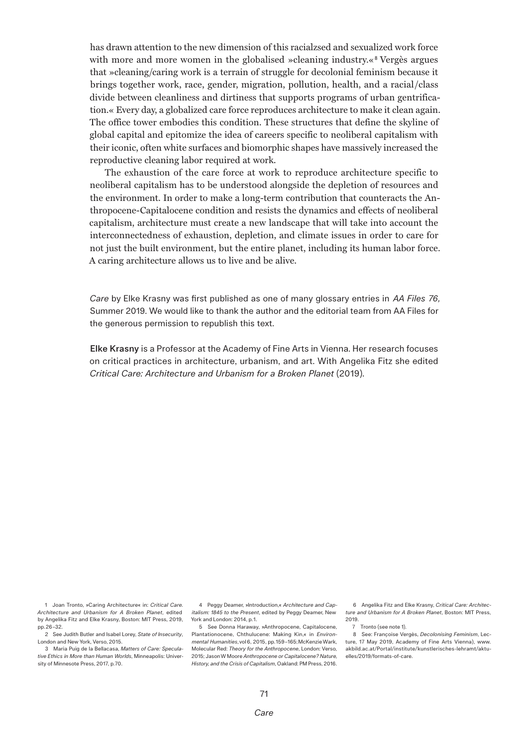has drawn attention to the new dimension of this racialzsed and sexualized work force with more and more women in the globalised »cleaning industry.«[8] Vergès argues that »cleaning/caring work is a terrain of struggle for decolonial feminism because it brings together work, race, gender, migration, pollution, health, and a racial/class divide between cleanliness and dirtiness that supports programs of urban gentrification.« Every day, a globalized care force reproduces architecture to make it clean again. The office tower embodies this condition. These structures that define the skyline of global capital and epitomize the idea of careers specific to neoliberal capitalism with their iconic, often white surfaces and biomorphic shapes have massively increased the reproductive cleaning labor required at work.

The exhaustion of the care force at work to reproduce architecture specific to neoliberal capitalism has to be understood alongside the depletion of resources and the environment. In order to make a long-term contribution that counteracts the Anthropocene-Capitalocene condition and resists the dynamics and effects of neoliberal capitalism, architecture must create a new landscape that will take into account the interconnectedness of exhaustion, depletion, and climate issues in order to care for not just the built environment, but the entire planet, including its human labor force. A caring architecture allows us to live and be alive.

*Care* by Elke Krasny was first published as one of many glossary entries in *AA Files 76,* Summer 2019. We would like to thank the author and the editorial team from AA Files for the generous permission to republish this text.

**Elke Krasny** is a Professor at the Academy of Fine Arts in Vienna. Her research focuses on critical practices in architecture, urbanism, and art. With Angelika Fitz she edited *Critical Care: Architecture and Urbanism for a Broken Planet* (2019).

1 Joan Tronto, »Caring Architecture« in: *Critical Care. Architecture and Urbanism for A Broken Planet*, edited by Angelika Fitz and Elke Krasny, Boston: MIT Press, 2019, pp. 26–32.

2 See Judith Butler and Isabel Lorey, *State of Insecurity*, London and New York, Verso, 2015.

3 Maria Puig de la Bellacasa, *Matters of Care: Speculative Ethics in More than Human Worlds*, Minneapolis: University of Minnesote Press, 2017, p.70.

4 Peggy Deamer, »Introduction,« *Architecture and Capitalism: 1845 to the Present*, edited by Peggy Deamer, New York and London: 2014, p.1.

5 See Donna Haraway, »Anthropocene, Capitalocene, Plantationocene, Chthulucene: Making Kin,« in *Environmental Humanities*, vol 6, 2015, pp. 159–165; McKenzie Wark, Molecular Red: *Theory for the Anthropocene*, London: Verso, 2015; Jason W Moore *Anthropocene or Capitalocene? Nature, History, and the Crisis of Capitalism*, Oakland: PM Press, 2016.

6 Angelika Fitz and Elke Krasny, *Critical Care: Architecture and Urbanism for A Broken Planet*, Boston: MIT Press, 2019.

7 Tronto (see note 1).

8 See: Françoise Vergès, *Decolonising Feminism*, Lecture, 17 May 2019, Academy of Fine Arts Vienna), www.akbild.ac.at/Portal/institute/kunstlerisches-lehramt/aktuelles/2019/formats-of-care.